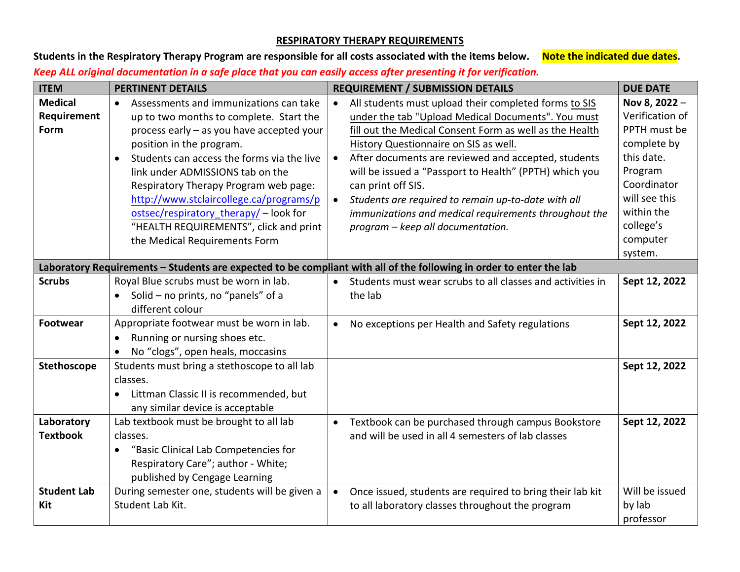## RESPIRATORY THERAPY REQUIREMENTS

**Students in the Respiratory Therapy Program are responsible for all costs associated with the items below.** **Note the indicated due dates.**

***Keep ALL original documentation in a safe place that you can easily access after presenting it for verification.***

| ITEM | PERTINENT DETAILS | REQUIREMENT / SUBMISSION DETAILS | DUE DATE |
|---|---|---|---|
| **Medical Requirement Form** | • Assessments and immunizations can take up to two months to complete. Start the process early – as you have accepted your position in the program.<br>• Students can access the forms via the live link under ADMISSIONS tab on the Respiratory Therapy Program web page: http://www.stclaircollege.ca/programs/postsec/respiratory_therapy/ – look for "HEALTH REQUIREMENTS", click and print the Medical Requirements Form | • All students must upload their completed forms to SIS under the tab "Upload Medical Documents". You must fill out the Medical Consent Form as well as the Health History Questionnaire on SIS as well.<br>• After documents are reviewed and accepted, students will be issued a "Passport to Health" (PPTH) which you can print off SIS.<br>• *Students are required to remain up-to-date with all immunizations and medical requirements throughout the program – keep all documentation.* | **Nov 8, 2022** – Verification of PPTH must be complete by this date. Program Coordinator will see this within the college's computer system. |
| **Laboratory Requirements – Students are expected to be compliant with all of the following in order to enter the lab** | | | |
| **Scrubs** | Royal Blue scrubs must be worn in lab.<br>• Solid – no prints, no "panels" of a different colour | • Students must wear scrubs to all classes and activities in the lab | **Sept 12, 2022** |
| **Footwear** | Appropriate footwear must be worn in lab.<br>• Running or nursing shoes etc.<br>• No "clogs", open heals, moccasins | • No exceptions per Health and Safety regulations | **Sept 12, 2022** |
| **Stethoscope** | Students must bring a stethoscope to all lab classes.<br>• Littman Classic II is recommended, but any similar device is acceptable | | **Sept 12, 2022** |
| **Laboratory Textbook** | Lab textbook must be brought to all lab classes.<br>• "Basic Clinical Lab Competencies for Respiratory Care"; author - White; published by Cengage Learning | • Textbook can be purchased through campus Bookstore and will be used in all 4 semesters of lab classes | **Sept 12, 2022** |
| **Student Lab Kit** | During semester one, students will be given a Student Lab Kit. | • Once issued, students are required to bring their lab kit to all laboratory classes throughout the program | Will be issued by lab professor |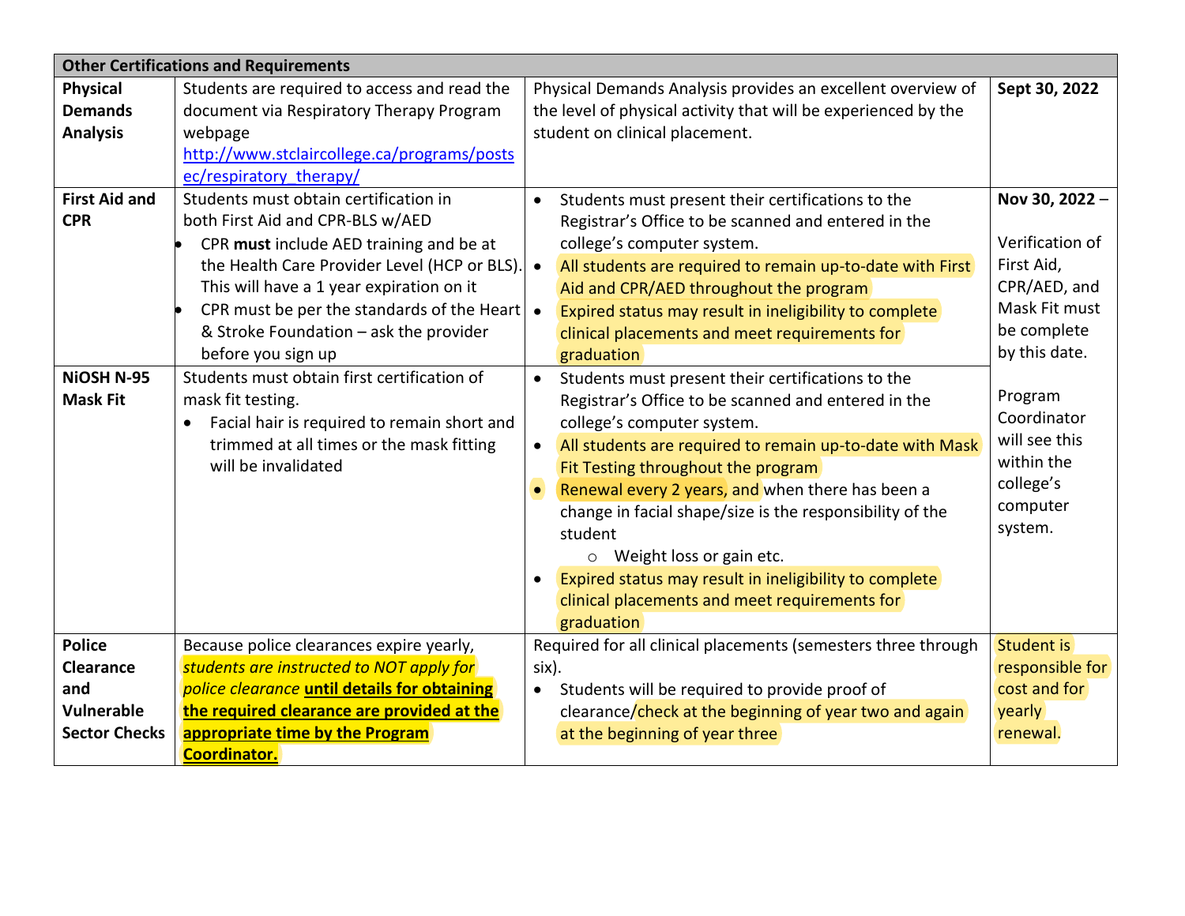| Other Certifications and Requirements | | | |
|---|---|---|---|
| **Physical Demands Analysis** | Students are required to access and read the document via Respiratory Therapy Program webpage http://www.stclaircollege.ca/programs/postsec/respiratory_therapy/ | Physical Demands Analysis provides an excellent overview of the level of physical activity that will be experienced by the student on clinical placement. | **Sept 30, 2022** |
| **First Aid and CPR** | Students must obtain certification in both First Aid and CPR-BLS w/AED<br>• CPR **must** include AED training and be at the Health Care Provider Level (HCP or BLS). This will have a 1 year expiration on it<br>• CPR must be per the standards of the Heart & Stroke Foundation – ask the provider before you sign up | • Students must present their certifications to the Registrar's Office to be scanned and entered in the college's computer system.<br>• All students are required to remain up-to-date with First Aid and CPR/AED throughout the program<br>• Expired status may result in ineligibility to complete clinical placements and meet requirements for graduation | **Nov 30, 2022** –<br><br>Verification of First Aid, CPR/AED, and Mask Fit must be complete by this date.<br><br>Program Coordinator will see this within the college's computer system. |
| **NiOSH N-95 Mask Fit** | Students must obtain first certification of mask fit testing.<br>• Facial hair is required to remain short and trimmed at all times or the mask fitting will be invalidated | • Students must present their certifications to the Registrar's Office to be scanned and entered in the college's computer system.<br>• All students are required to remain up-to-date with Mask Fit Testing throughout the program<br>• Renewal every 2 years, and when there has been a change in facial shape/size is the responsibility of the student<br>  ○ Weight loss or gain etc.<br>• Expired status may result in ineligibility to complete clinical placements and meet requirements for graduation | |
| **Police Clearance and Vulnerable Sector Checks** | Because police clearances expire yearly, *students are instructed to NOT apply for police clearance* **until details for obtaining the required clearance are provided at the appropriate time by the Program Coordinator.** | Required for all clinical placements (semesters three through six).<br>• Students will be required to provide proof of clearance/check at the beginning of year two and again at the beginning of year three | Student is responsible for cost and for yearly renewal. |